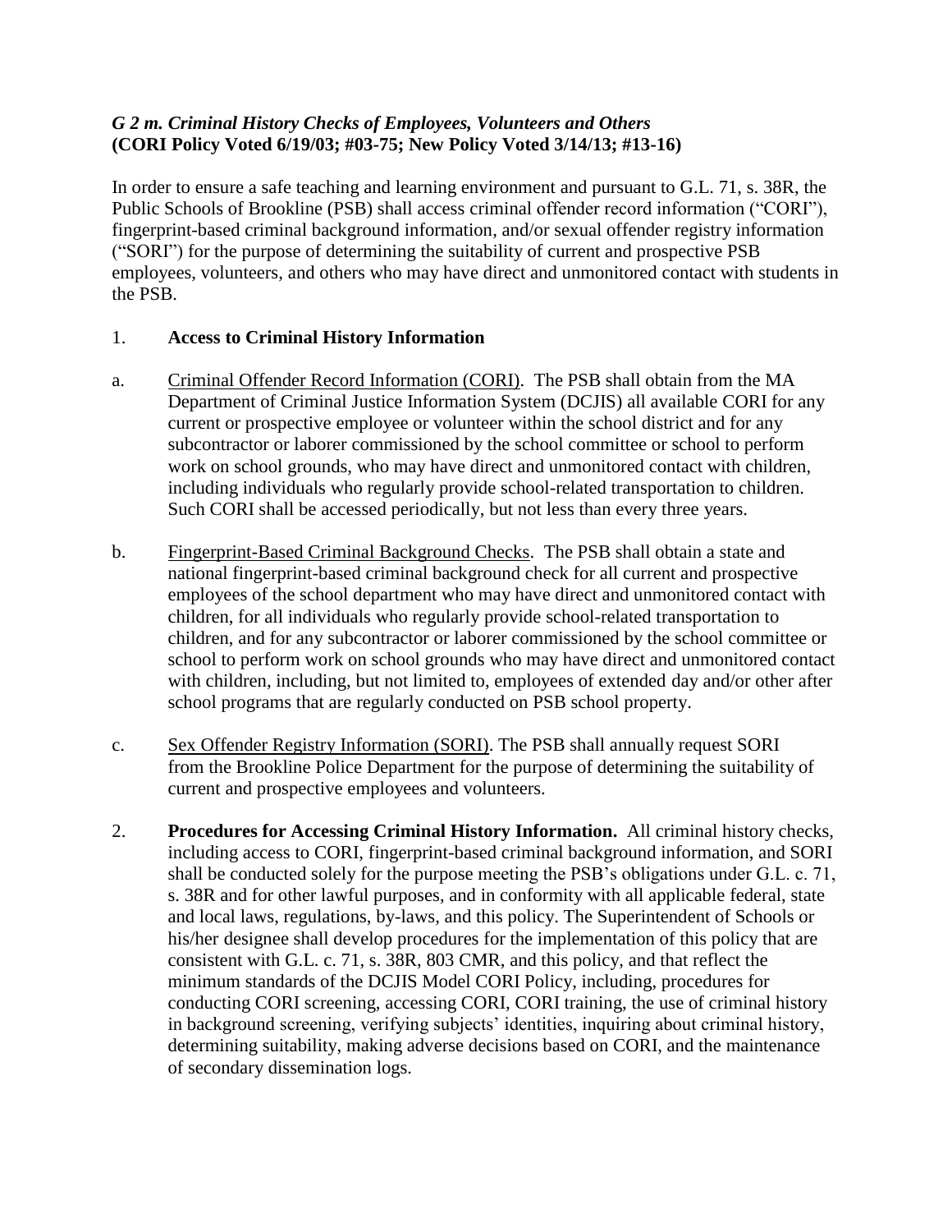### *G 2 m. Criminal History Checks of Employees, Volunteers and Others*
**(CORI Policy Voted 6/19/03; #03-75; New Policy Voted 3/14/13; #13-16)**

In order to ensure a safe teaching and learning environment and pursuant to G.L. 71, s. 38R, the Public Schools of Brookline (PSB) shall access criminal offender record information ("CORI"), fingerprint-based criminal background information, and/or sexual offender registry information ("SORI") for the purpose of determining the suitability of current and prospective PSB employees, volunteers, and others who may have direct and unmonitored contact with students in the PSB.

1. **Access to Criminal History Information**

a. Criminal Offender Record Information (CORI). The PSB shall obtain from the MA Department of Criminal Justice Information System (DCJIS) all available CORI for any current or prospective employee or volunteer within the school district and for any subcontractor or laborer commissioned by the school committee or school to perform work on school grounds, who may have direct and unmonitored contact with children, including individuals who regularly provide school-related transportation to children. Such CORI shall be accessed periodically, but not less than every three years.

b. Fingerprint-Based Criminal Background Checks. The PSB shall obtain a state and national fingerprint-based criminal background check for all current and prospective employees of the school department who may have direct and unmonitored contact with children, for all individuals who regularly provide school-related transportation to children, and for any subcontractor or laborer commissioned by the school committee or school to perform work on school grounds who may have direct and unmonitored contact with children, including, but not limited to, employees of extended day and/or other after school programs that are regularly conducted on PSB school property.

c. Sex Offender Registry Information (SORI). The PSB shall annually request SORI from the Brookline Police Department for the purpose of determining the suitability of current and prospective employees and volunteers.

2. **Procedures for Accessing Criminal History Information.** All criminal history checks, including access to CORI, fingerprint-based criminal background information, and SORI shall be conducted solely for the purpose meeting the PSB's obligations under G.L. c. 71, s. 38R and for other lawful purposes, and in conformity with all applicable federal, state and local laws, regulations, by-laws, and this policy. The Superintendent of Schools or his/her designee shall develop procedures for the implementation of this policy that are consistent with G.L. c. 71, s. 38R, 803 CMR, and this policy, and that reflect the minimum standards of the DCJIS Model CORI Policy, including, procedures for conducting CORI screening, accessing CORI, CORI training, the use of criminal history in background screening, verifying subjects' identities, inquiring about criminal history, determining suitability, making adverse decisions based on CORI, and the maintenance of secondary dissemination logs.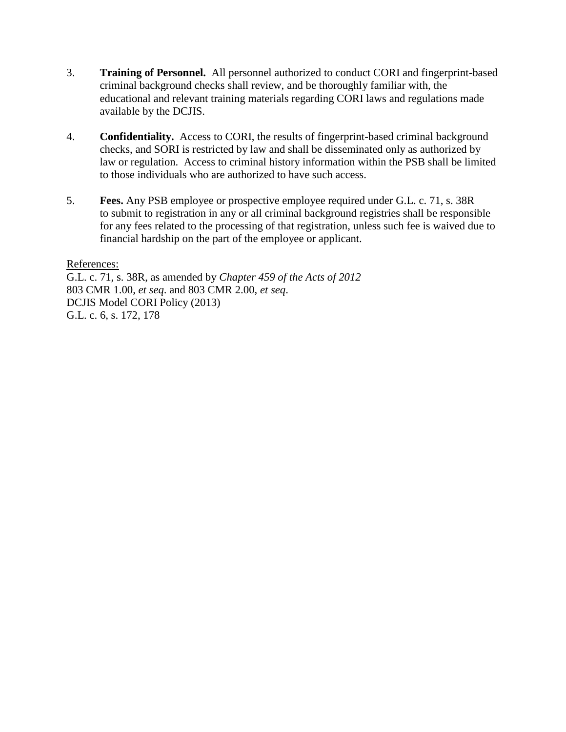3. **Training of Personnel.** All personnel authorized to conduct CORI and fingerprint-based criminal background checks shall review, and be thoroughly familiar with, the educational and relevant training materials regarding CORI laws and regulations made available by the DCJIS.

4. **Confidentiality.** Access to CORI, the results of fingerprint-based criminal background checks, and SORI is restricted by law and shall be disseminated only as authorized by law or regulation. Access to criminal history information within the PSB shall be limited to those individuals who are authorized to have such access.

5. **Fees.** Any PSB employee or prospective employee required under G.L. c. 71, s. 38R to submit to registration in any or all criminal background registries shall be responsible for any fees related to the processing of that registration, unless such fee is waived due to financial hardship on the part of the employee or applicant.

References:
G.L. c. 71, s. 38R, as amended by *Chapter 459 of the Acts of 2012*
803 CMR 1.00, *et seq*. and 803 CMR 2.00, *et seq*.
DCJIS Model CORI Policy (2013)
G.L. c. 6, s. 172, 178